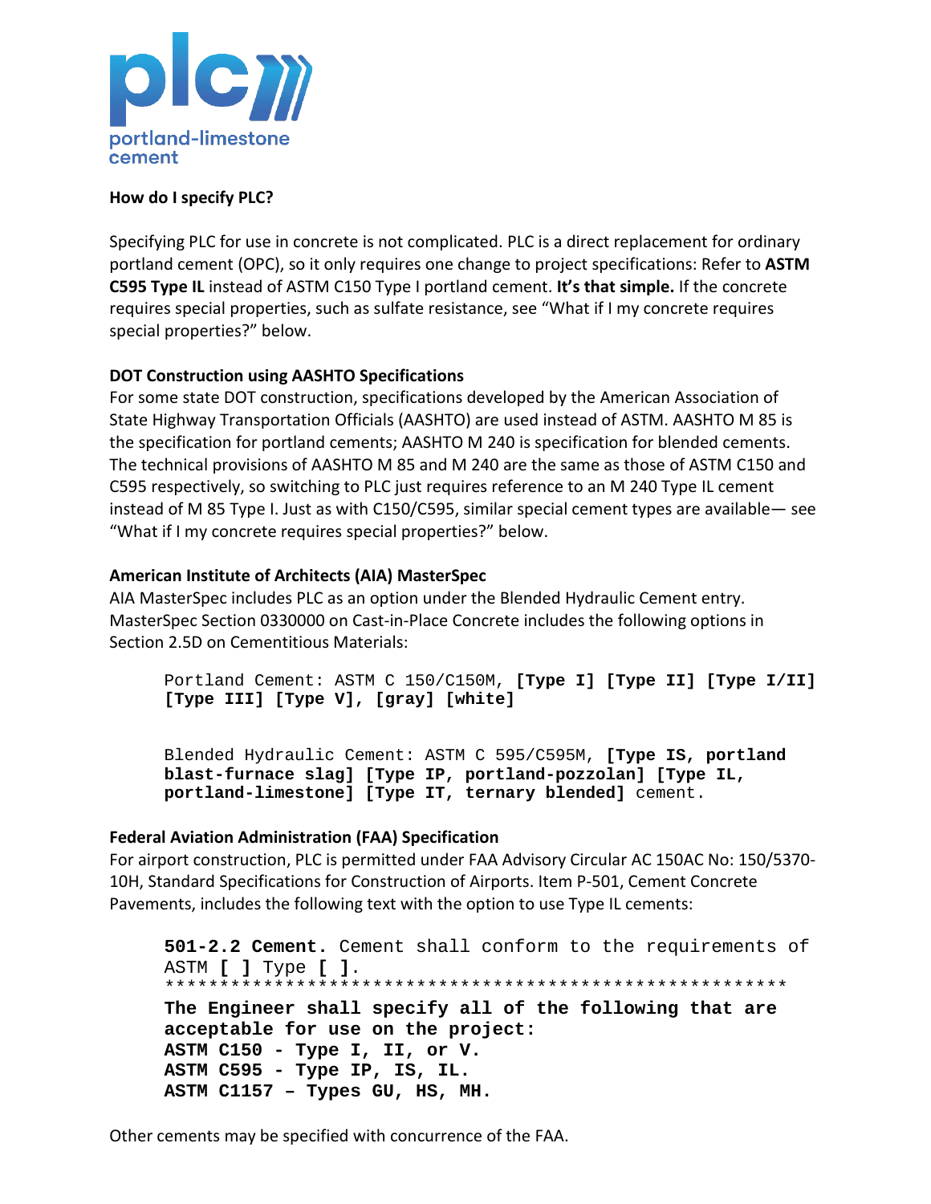plc portland-limestone cement

**How do I specify PLC?**

Specifying PLC for use in concrete is not complicated. PLC is a direct replacement for ordinary portland cement (OPC), so it only requires one change to project specifications: Refer to **ASTM C595 Type IL** instead of ASTM C150 Type I portland cement. **It's that simple.** If the concrete requires special properties, such as sulfate resistance, see "What if I my concrete requires special properties?" below.

**DOT Construction using AASHTO Specifications**

For some state DOT construction, specifications developed by the American Association of State Highway Transportation Officials (AASHTO) are used instead of ASTM. AASHTO M 85 is the specification for portland cements; AASHTO M 240 is specification for blended cements. The technical provisions of AASHTO M 85 and M 240 are the same as those of ASTM C150 and C595 respectively, so switching to PLC just requires reference to an M 240 Type IL cement instead of M 85 Type I. Just as with C150/C595, similar special cement types are available— see "What if I my concrete requires special properties?" below.

**American Institute of Architects (AIA) MasterSpec**

AIA MasterSpec includes PLC as an option under the Blended Hydraulic Cement entry. MasterSpec Section 0330000 on Cast-in-Place Concrete includes the following options in Section 2.5D on Cementitious Materials:

```
Portland Cement: ASTM C 150/C150M, [Type I] [Type II] [Type I/II]
[Type III] [Type V], [gray] [white]

Blended Hydraulic Cement: ASTM C 595/C595M, [Type IS, portland
blast-furnace slag] [Type IP, portland-pozzolan] [Type IL,
portland-limestone] [Type IT, ternary blended] cement.
```

**Federal Aviation Administration (FAA) Specification**

For airport construction, PLC is permitted under FAA Advisory Circular AC 150AC No: 150/5370-10H, Standard Specifications for Construction of Airports. Item P-501, Cement Concrete Pavements, includes the following text with the option to use Type IL cements:

```
501-2.2 Cement. Cement shall conform to the requirements of
ASTM [ ] Type [ ].
************************************************************
The Engineer shall specify all of the following that are
acceptable for use on the project:
ASTM C150 - Type I, II, or V.
ASTM C595 - Type IP, IS, IL.
ASTM C1157 – Types GU, HS, MH.
```

Other cements may be specified with concurrence of the FAA.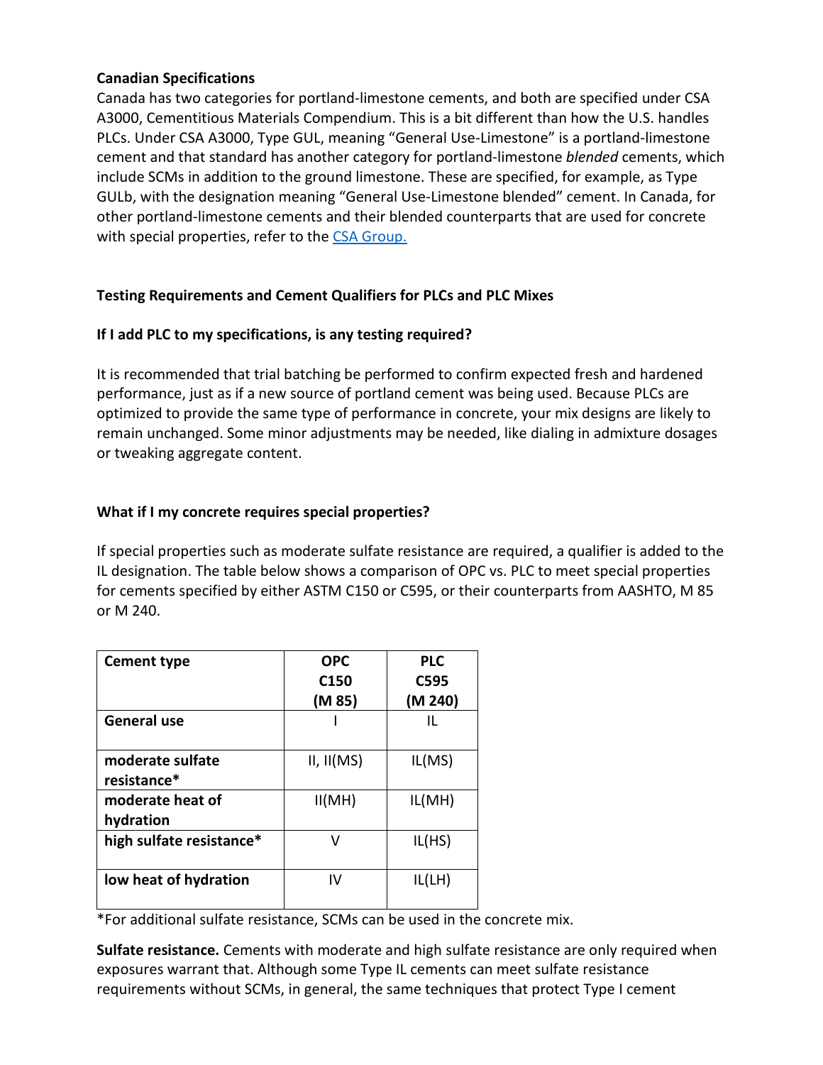**Canadian Specifications**

Canada has two categories for portland-limestone cements, and both are specified under CSA A3000, Cementitious Materials Compendium. This is a bit different than how the U.S. handles PLCs. Under CSA A3000, Type GUL, meaning "General Use-Limestone" is a portland-limestone cement and that standard has another category for portland-limestone *blended* cements, which include SCMs in addition to the ground limestone. These are specified, for example, as Type GULb, with the designation meaning "General Use-Limestone blended" cement. In Canada, for other portland-limestone cements and their blended counterparts that are used for concrete with special properties, refer to the [CSA Group.](CSA Group.)

**Testing Requirements and Cement Qualifiers for PLCs and PLC Mixes**

**If I add PLC to my specifications, is any testing required?**

It is recommended that trial batching be performed to confirm expected fresh and hardened performance, just as if a new source of portland cement was being used. Because PLCs are optimized to provide the same type of performance in concrete, your mix designs are likely to remain unchanged. Some minor adjustments may be needed, like dialing in admixture dosages or tweaking aggregate content.

**What if I my concrete requires special properties?**

If special properties such as moderate sulfate resistance are required, a qualifier is added to the IL designation. The table below shows a comparison of OPC vs. PLC to meet special properties for cements specified by either ASTM C150 or C595, or their counterparts from AASHTO, M 85 or M 240.

| Cement type | OPC C150 (M 85) | PLC C595 (M 240) |
|---|---|---|
| General use | I | IL |
| moderate sulfate resistance* | II, II(MS) | IL(MS) |
| moderate heat of hydration | II(MH) | IL(MH) |
| high sulfate resistance* | V | IL(HS) |
| low heat of hydration | IV | IL(LH) |

*For additional sulfate resistance, SCMs can be used in the concrete mix.

**Sulfate resistance.** Cements with moderate and high sulfate resistance are only required when exposures warrant that. Although some Type IL cements can meet sulfate resistance requirements without SCMs, in general, the same techniques that protect Type I cement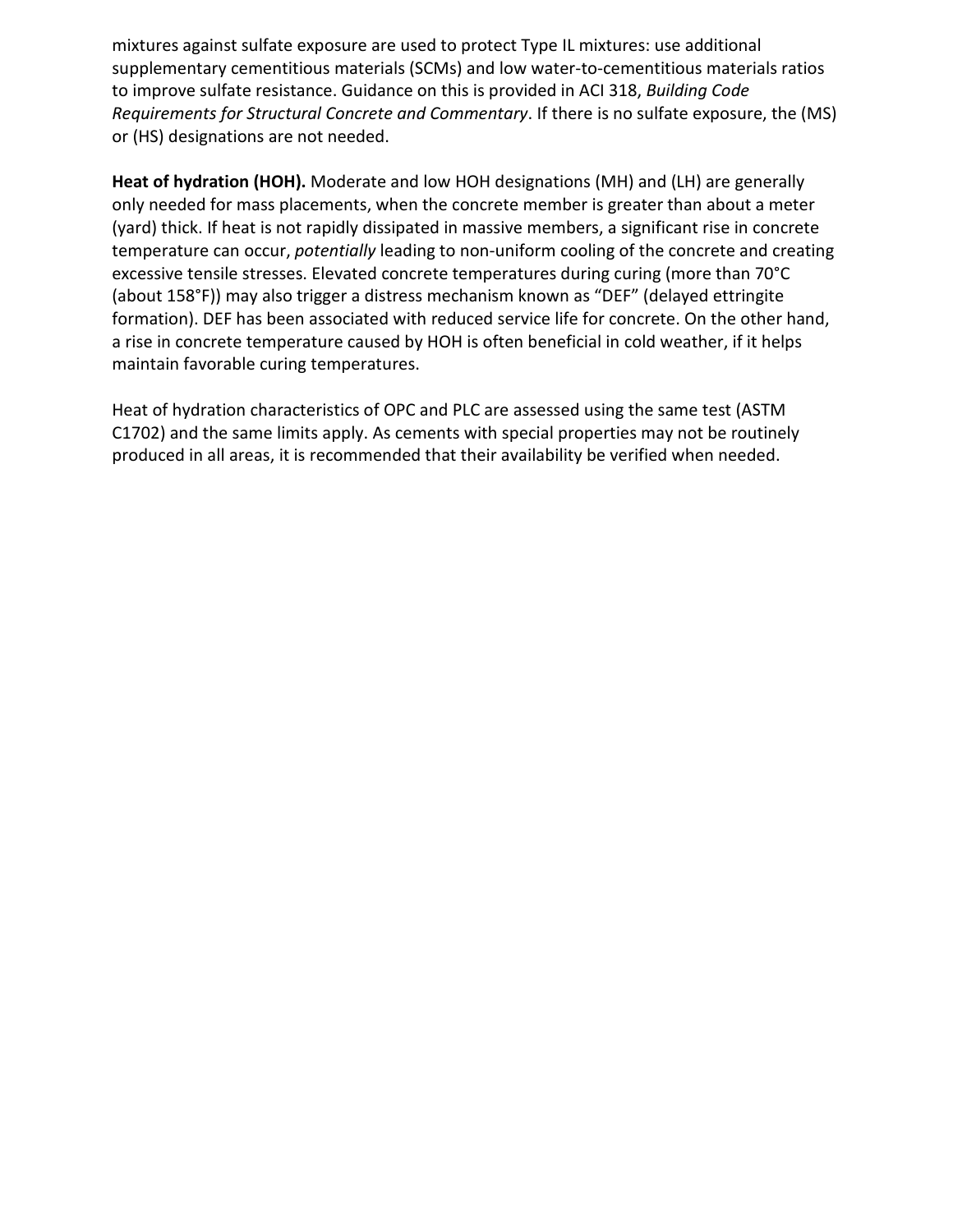mixtures against sulfate exposure are used to protect Type IL mixtures: use additional supplementary cementitious materials (SCMs) and low water-to-cementitious materials ratios to improve sulfate resistance. Guidance on this is provided in ACI 318, *Building Code Requirements for Structural Concrete and Commentary*. If there is no sulfate exposure, the (MS) or (HS) designations are not needed.

**Heat of hydration (HOH).** Moderate and low HOH designations (MH) and (LH) are generally only needed for mass placements, when the concrete member is greater than about a meter (yard) thick. If heat is not rapidly dissipated in massive members, a significant rise in concrete temperature can occur, *potentially* leading to non-uniform cooling of the concrete and creating excessive tensile stresses. Elevated concrete temperatures during curing (more than 70°C (about 158°F)) may also trigger a distress mechanism known as "DEF" (delayed ettringite formation). DEF has been associated with reduced service life for concrete. On the other hand, a rise in concrete temperature caused by HOH is often beneficial in cold weather, if it helps maintain favorable curing temperatures.

Heat of hydration characteristics of OPC and PLC are assessed using the same test (ASTM C1702) and the same limits apply. As cements with special properties may not be routinely produced in all areas, it is recommended that their availability be verified when needed.